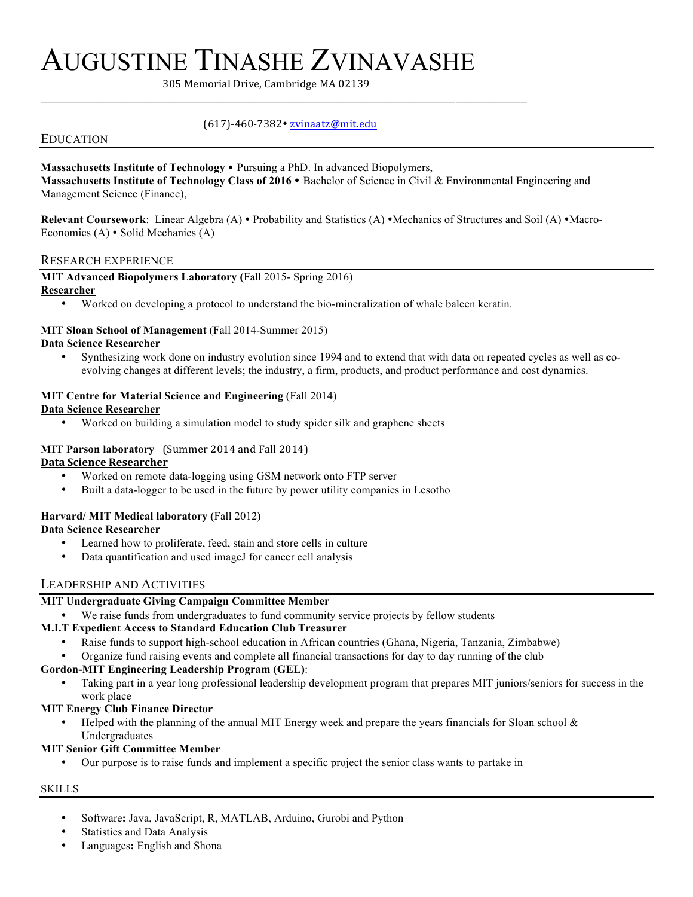# AUGUSTINE TINASHE ZVINAVASHE

305 Memorial Drive, Cambridge MA 02139

(617)-460-7382• zvinaatz@mit.edu

## EDUCATION

**Massachusetts Institute of Technology •** Pursuing a PhD. In advanced Biopolymers,
**Massachusetts Institute of Technology Class of 2016 •** Bachelor of Science in Civil & Environmental Engineering and Management Science (Finance),

**Relevant Coursework**: Linear Algebra (A) • Probability and Statistics (A) •Mechanics of Structures and Soil (A) •Macro-Economics (A) • Solid Mechanics (A)

## RESEARCH EXPERIENCE

**MIT Advanced Biopolymers Laboratory (**Fall 2015- Spring 2016)
**Researcher**

- Worked on developing a protocol to understand the bio-mineralization of whale baleen keratin.

**MIT Sloan School of Management** (Fall 2014-Summer 2015)
**Data Science Researcher**

- Synthesizing work done on industry evolution since 1994 and to extend that with data on repeated cycles as well as co-evolving changes at different levels; the industry, a firm, products, and product performance and cost dynamics.

**MIT Centre for Material Science and Engineering** (Fall 2014)
**Data Science Researcher**

- Worked on building a simulation model to study spider silk and graphene sheets

**MIT Parson laboratory** (Summer 2014 and Fall 2014)
**Data Science Researcher**

- Worked on remote data-logging using GSM network onto FTP server
- Built a data-logger to be used in the future by power utility companies in Lesotho

**Harvard/ MIT Medical laboratory (**Fall 2012**)**
**Data Science Researcher**

- Learned how to proliferate, feed, stain and store cells in culture
- Data quantification and used imageJ for cancer cell analysis

## LEADERSHIP AND ACTIVITIES

**MIT Undergraduate Giving Campaign Committee Member**

- We raise funds from undergraduates to fund community service projects by fellow students

**M.I.T Expedient Access to Standard Education Club Treasurer**

- Raise funds to support high-school education in African countries (Ghana, Nigeria, Tanzania, Zimbabwe)
- Organize fund raising events and complete all financial transactions for day to day running of the club

**Gordon-MIT Engineering Leadership Program (GEL)**:

- Taking part in a year long professional leadership development program that prepares MIT juniors/seniors for success in the work place

**MIT Energy Club Finance Director**

- Helped with the planning of the annual MIT Energy week and prepare the years financials for Sloan school & Undergraduates

**MIT Senior Gift Committee Member**

- Our purpose is to raise funds and implement a specific project the senior class wants to partake in

## SKILLS

- Software**:** Java, JavaScript, R, MATLAB, Arduino, Gurobi and Python
- Statistics and Data Analysis
- Languages**:** English and Shona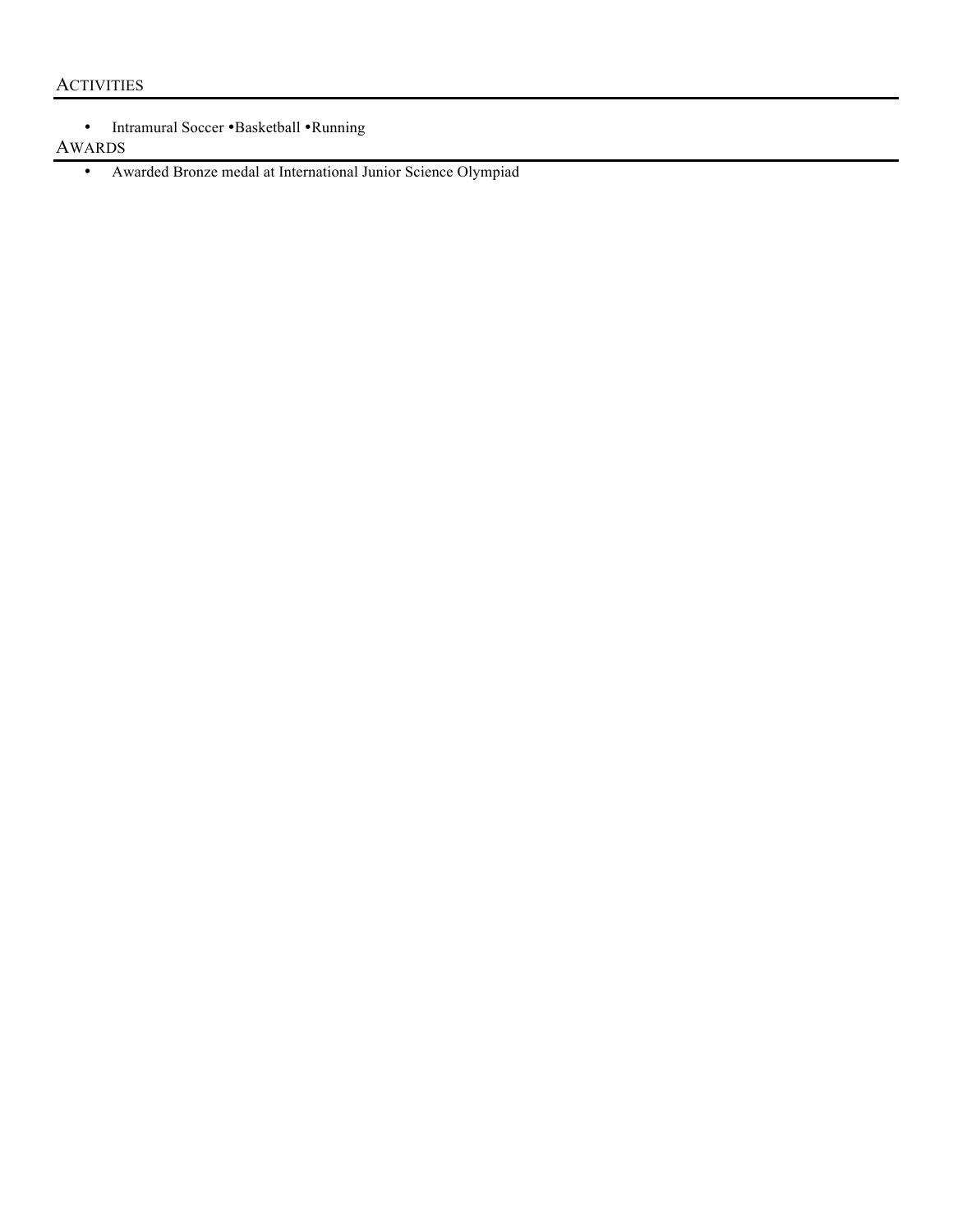## Activities

- Intramural Soccer •Basketball •Running

## Awards

- Awarded Bronze medal at International Junior Science Olympiad